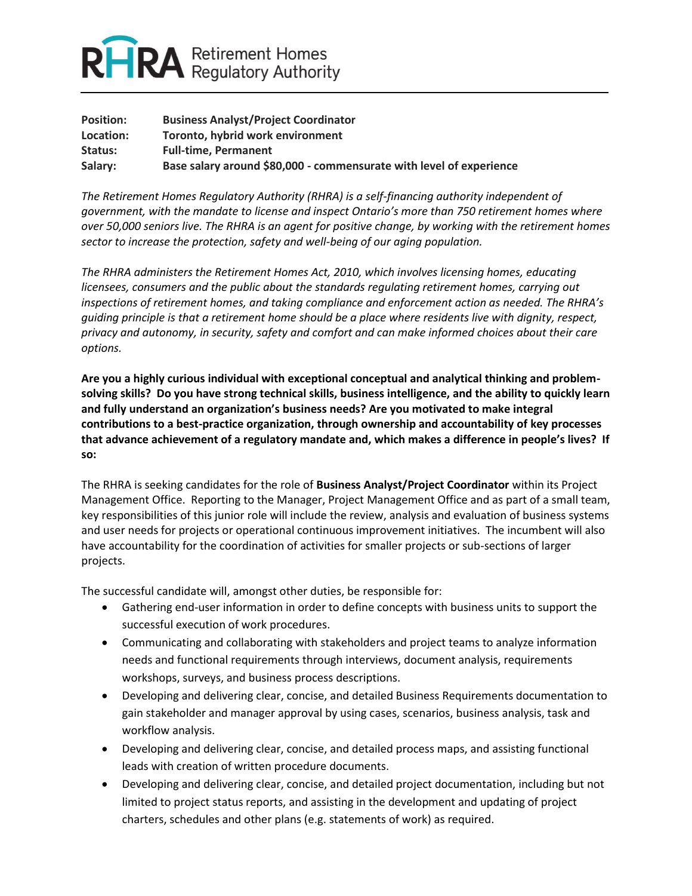# Retirement Homes Regulatory Authority

| | |
|---|---|
| **Position:** | **Business Analyst/Project Coordinator** |
| **Location:** | **Toronto, hybrid work environment** |
| **Status:** | **Full-time, Permanent** |
| **Salary:** | **Base salary around $80,000 - commensurate with level of experience** |

*The Retirement Homes Regulatory Authority (RHRA) is a self-financing authority independent of government, with the mandate to license and inspect Ontario's more than 750 retirement homes where over 50,000 seniors live. The RHRA is an agent for positive change, by working with the retirement homes sector to increase the protection, safety and well-being of our aging population.*

*The RHRA administers the Retirement Homes Act, 2010, which involves licensing homes, educating licensees, consumers and the public about the standards regulating retirement homes, carrying out inspections of retirement homes, and taking compliance and enforcement action as needed. The RHRA's guiding principle is that a retirement home should be a place where residents live with dignity, respect, privacy and autonomy, in security, safety and comfort and can make informed choices about their care options.*

**Are you a highly curious individual with exceptional conceptual and analytical thinking and problem-solving skills? Do you have strong technical skills, business intelligence, and the ability to quickly learn and fully understand an organization's business needs? Are you motivated to make integral contributions to a best-practice organization, through ownership and accountability of key processes that advance achievement of a regulatory mandate and, which makes a difference in people's lives? If so:**

The RHRA is seeking candidates for the role of **Business Analyst/Project Coordinator** within its Project Management Office. Reporting to the Manager, Project Management Office and as part of a small team, key responsibilities of this junior role will include the review, analysis and evaluation of business systems and user needs for projects or operational continuous improvement initiatives. The incumbent will also have accountability for the coordination of activities for smaller projects or sub-sections of larger projects.

The successful candidate will, amongst other duties, be responsible for:

- Gathering end-user information in order to define concepts with business units to support the successful execution of work procedures.
- Communicating and collaborating with stakeholders and project teams to analyze information needs and functional requirements through interviews, document analysis, requirements workshops, surveys, and business process descriptions.
- Developing and delivering clear, concise, and detailed Business Requirements documentation to gain stakeholder and manager approval by using cases, scenarios, business analysis, task and workflow analysis.
- Developing and delivering clear, concise, and detailed process maps, and assisting functional leads with creation of written procedure documents.
- Developing and delivering clear, concise, and detailed project documentation, including but not limited to project status reports, and assisting in the development and updating of project charters, schedules and other plans (e.g. statements of work) as required.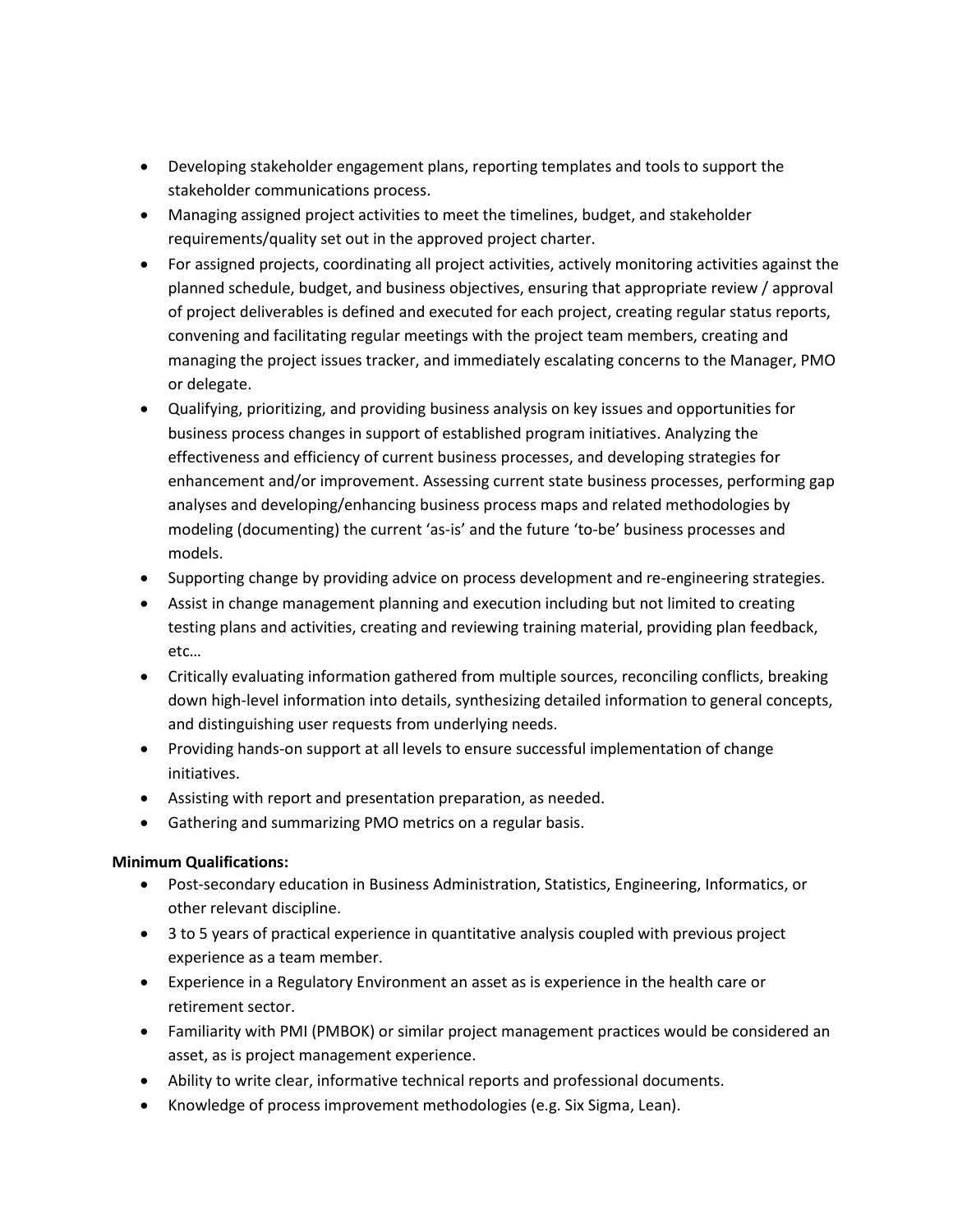- Developing stakeholder engagement plans, reporting templates and tools to support the stakeholder communications process.
- Managing assigned project activities to meet the timelines, budget, and stakeholder requirements/quality set out in the approved project charter.
- For assigned projects, coordinating all project activities, actively monitoring activities against the planned schedule, budget, and business objectives, ensuring that appropriate review / approval of project deliverables is defined and executed for each project, creating regular status reports, convening and facilitating regular meetings with the project team members, creating and managing the project issues tracker, and immediately escalating concerns to the Manager, PMO or delegate.
- Qualifying, prioritizing, and providing business analysis on key issues and opportunities for business process changes in support of established program initiatives. Analyzing the effectiveness and efficiency of current business processes, and developing strategies for enhancement and/or improvement. Assessing current state business processes, performing gap analyses and developing/enhancing business process maps and related methodologies by modeling (documenting) the current 'as-is' and the future 'to-be' business processes and models.
- Supporting change by providing advice on process development and re-engineering strategies.
- Assist in change management planning and execution including but not limited to creating testing plans and activities, creating and reviewing training material, providing plan feedback, etc…
- Critically evaluating information gathered from multiple sources, reconciling conflicts, breaking down high-level information into details, synthesizing detailed information to general concepts, and distinguishing user requests from underlying needs.
- Providing hands-on support at all levels to ensure successful implementation of change initiatives.
- Assisting with report and presentation preparation, as needed.
- Gathering and summarizing PMO metrics on a regular basis.

**Minimum Qualifications:**

- Post-secondary education in Business Administration, Statistics, Engineering, Informatics, or other relevant discipline.
- 3 to 5 years of practical experience in quantitative analysis coupled with previous project experience as a team member.
- Experience in a Regulatory Environment an asset as is experience in the health care or retirement sector.
- Familiarity with PMI (PMBOK) or similar project management practices would be considered an asset, as is project management experience.
- Ability to write clear, informative technical reports and professional documents.
- Knowledge of process improvement methodologies (e.g. Six Sigma, Lean).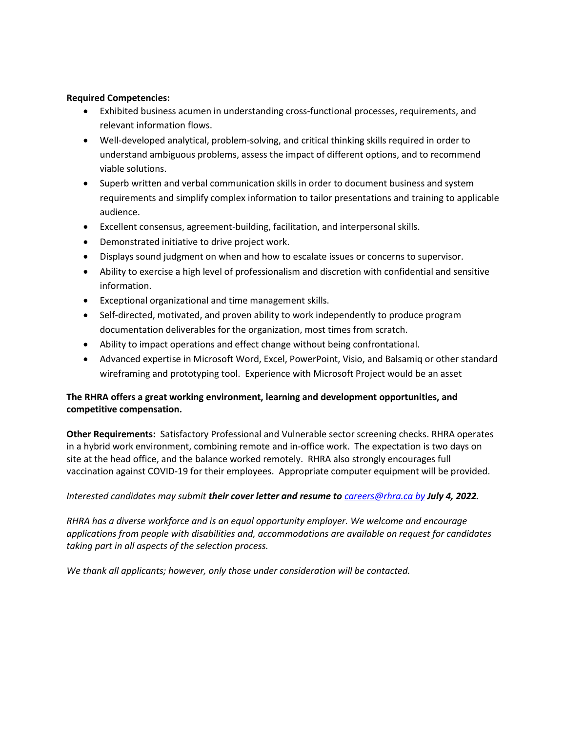**Required Competencies:**

- Exhibited business acumen in understanding cross-functional processes, requirements, and relevant information flows.
- Well-developed analytical, problem-solving, and critical thinking skills required in order to understand ambiguous problems, assess the impact of different options, and to recommend viable solutions.
- Superb written and verbal communication skills in order to document business and system requirements and simplify complex information to tailor presentations and training to applicable audience.
- Excellent consensus, agreement-building, facilitation, and interpersonal skills.
- Demonstrated initiative to drive project work.
- Displays sound judgment on when and how to escalate issues or concerns to supervisor.
- Ability to exercise a high level of professionalism and discretion with confidential and sensitive information.
- Exceptional organizational and time management skills.
- Self-directed, motivated, and proven ability to work independently to produce program documentation deliverables for the organization, most times from scratch.
- Ability to impact operations and effect change without being confrontational.
- Advanced expertise in Microsoft Word, Excel, PowerPoint, Visio, and Balsamiq or other standard wireframing and prototyping tool. Experience with Microsoft Project would be an asset

**The RHRA offers a great working environment, learning and development opportunities, and competitive compensation.**

**Other Requirements:** Satisfactory Professional and Vulnerable sector screening checks. RHRA operates in a hybrid work environment, combining remote and in-office work. The expectation is two days on site at the head office, and the balance worked remotely. RHRA also strongly encourages full vaccination against COVID-19 for their employees. Appropriate computer equipment will be provided.

*Interested candidates may submit **their cover letter and resume to** careers@rhra.ca by **July 4, 2022.***

*RHRA has a diverse workforce and is an equal opportunity employer. We welcome and encourage applications from people with disabilities and, accommodations are available on request for candidates taking part in all aspects of the selection process.*

*We thank all applicants; however, only those under consideration will be contacted.*